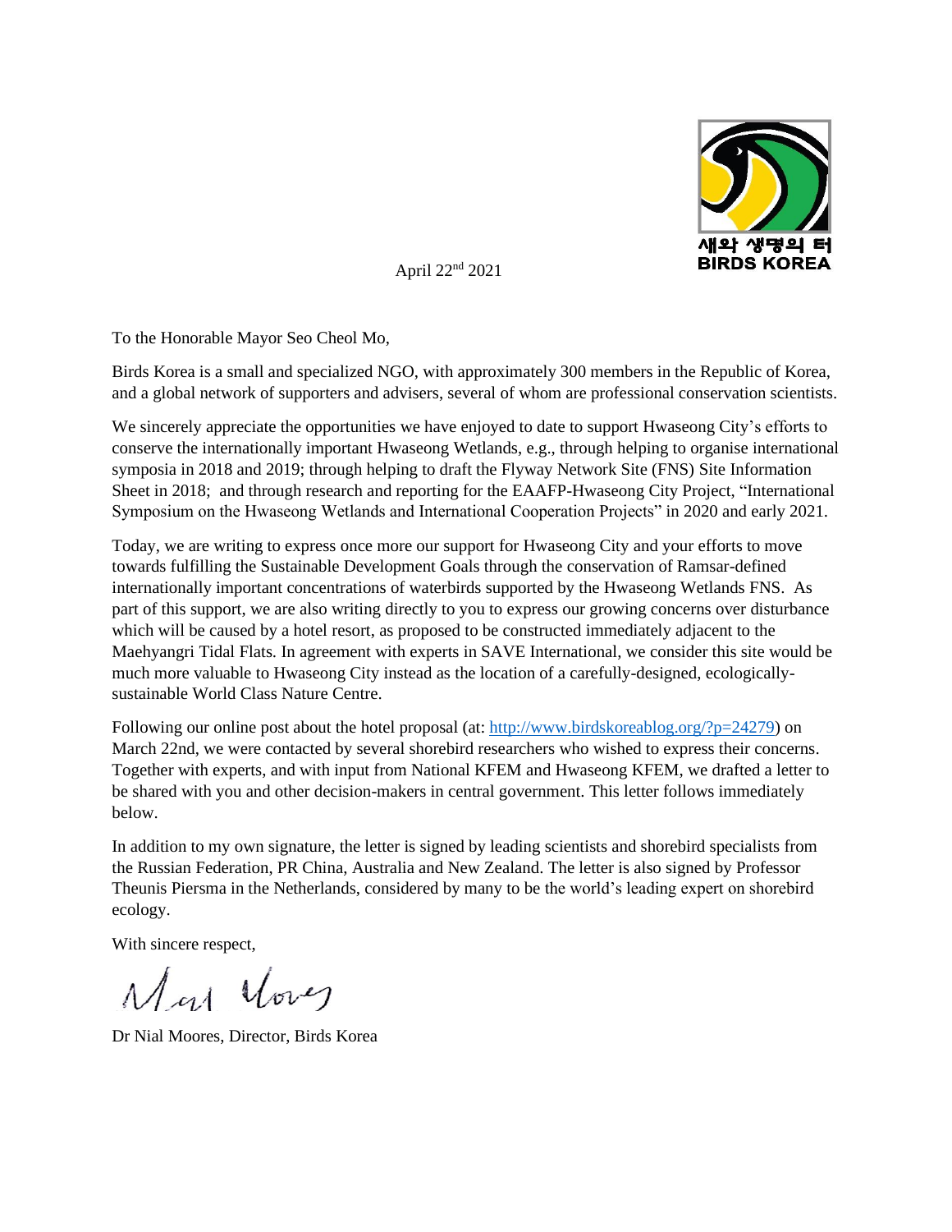새와 생명의 터
BIRDS KOREA

April 22nd 2021

To the Honorable Mayor Seo Cheol Mo,

Birds Korea is a small and specialized NGO, with approximately 300 members in the Republic of Korea, and a global network of supporters and advisers, several of whom are professional conservation scientists.

We sincerely appreciate the opportunities we have enjoyed to date to support Hwaseong City's efforts to conserve the internationally important Hwaseong Wetlands, e.g., through helping to organise international symposia in 2018 and 2019; through helping to draft the Flyway Network Site (FNS) Site Information Sheet in 2018; and through research and reporting for the EAAFP-Hwaseong City Project, "International Symposium on the Hwaseong Wetlands and International Cooperation Projects" in 2020 and early 2021.

Today, we are writing to express once more our support for Hwaseong City and your efforts to move towards fulfilling the Sustainable Development Goals through the conservation of Ramsar-defined internationally important concentrations of waterbirds supported by the Hwaseong Wetlands FNS. As part of this support, we are also writing directly to you to express our growing concerns over disturbance which will be caused by a hotel resort, as proposed to be constructed immediately adjacent to the Maehyangri Tidal Flats. In agreement with experts in SAVE International, we consider this site would be much more valuable to Hwaseong City instead as the location of a carefully-designed, ecologically-sustainable World Class Nature Centre.

Following our online post about the hotel proposal (at: [http://www.birdskoreablog.org/?p=24279](http://www.birdskoreablog.org/?p=24279)) on March 22nd, we were contacted by several shorebird researchers who wished to express their concerns. Together with experts, and with input from National KFEM and Hwaseong KFEM, we drafted a letter to be shared with you and other decision-makers in central government. This letter follows immediately below.

In addition to my own signature, the letter is signed by leading scientists and shorebird specialists from the Russian Federation, PR China, Australia and New Zealand. The letter is also signed by Professor Theunis Piersma in the Netherlands, considered by many to be the world's leading expert on shorebird ecology.

With sincere respect,

Nial Moores

Dr Nial Moores, Director, Birds Korea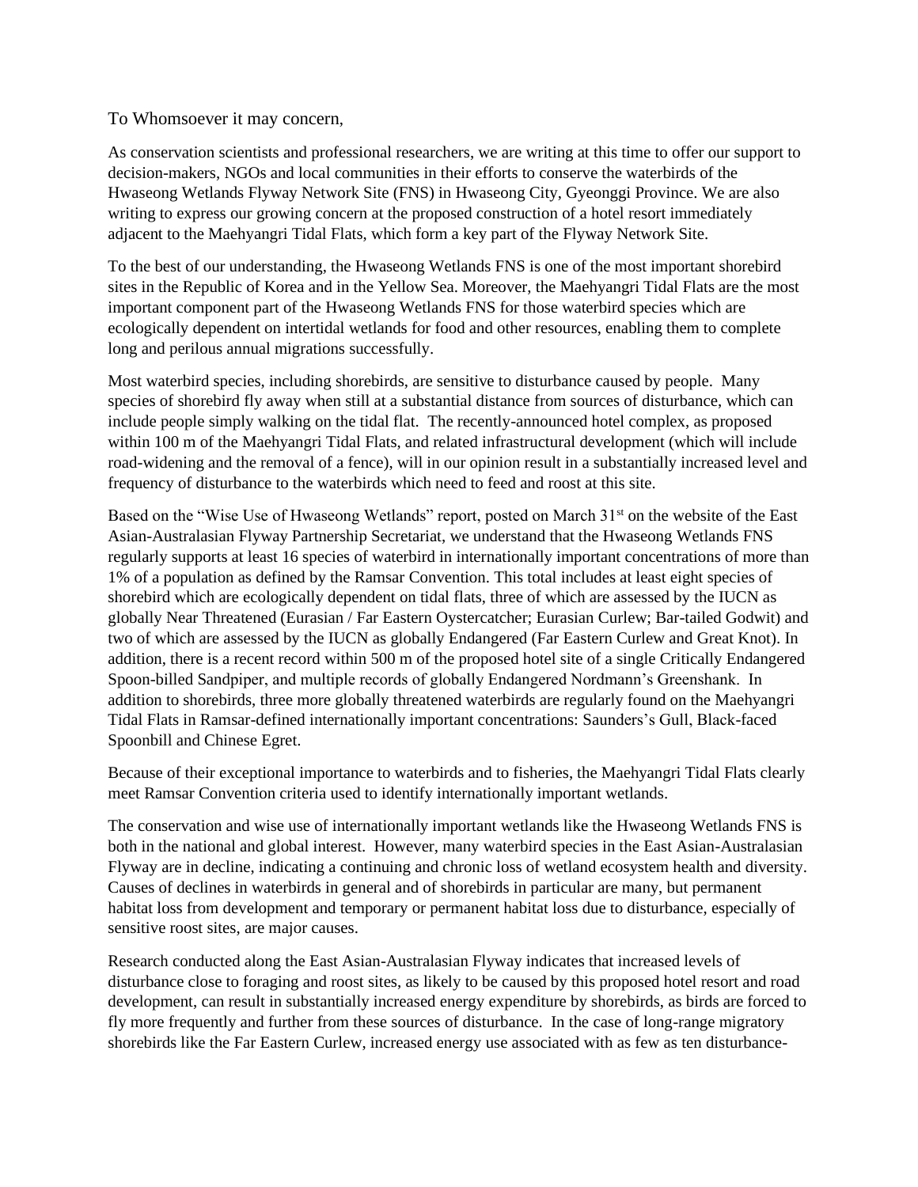To Whomsoever it may concern,

As conservation scientists and professional researchers, we are writing at this time to offer our support to decision-makers, NGOs and local communities in their efforts to conserve the waterbirds of the Hwaseong Wetlands Flyway Network Site (FNS) in Hwaseong City, Gyeonggi Province. We are also writing to express our growing concern at the proposed construction of a hotel resort immediately adjacent to the Maehyangri Tidal Flats, which form a key part of the Flyway Network Site.

To the best of our understanding, the Hwaseong Wetlands FNS is one of the most important shorebird sites in the Republic of Korea and in the Yellow Sea. Moreover, the Maehyangri Tidal Flats are the most important component part of the Hwaseong Wetlands FNS for those waterbird species which are ecologically dependent on intertidal wetlands for food and other resources, enabling them to complete long and perilous annual migrations successfully.

Most waterbird species, including shorebirds, are sensitive to disturbance caused by people. Many species of shorebird fly away when still at a substantial distance from sources of disturbance, which can include people simply walking on the tidal flat. The recently-announced hotel complex, as proposed within 100 m of the Maehyangri Tidal Flats, and related infrastructural development (which will include road-widening and the removal of a fence), will in our opinion result in a substantially increased level and frequency of disturbance to the waterbirds which need to feed and roost at this site.

Based on the "Wise Use of Hwaseong Wetlands" report, posted on March 31st on the website of the East Asian-Australasian Flyway Partnership Secretariat, we understand that the Hwaseong Wetlands FNS regularly supports at least 16 species of waterbird in internationally important concentrations of more than 1% of a population as defined by the Ramsar Convention. This total includes at least eight species of shorebird which are ecologically dependent on tidal flats, three of which are assessed by the IUCN as globally Near Threatened (Eurasian / Far Eastern Oystercatcher; Eurasian Curlew; Bar-tailed Godwit) and two of which are assessed by the IUCN as globally Endangered (Far Eastern Curlew and Great Knot). In addition, there is a recent record within 500 m of the proposed hotel site of a single Critically Endangered Spoon-billed Sandpiper, and multiple records of globally Endangered Nordmann's Greenshank. In addition to shorebirds, three more globally threatened waterbirds are regularly found on the Maehyangri Tidal Flats in Ramsar-defined internationally important concentrations: Saunders's Gull, Black-faced Spoonbill and Chinese Egret.

Because of their exceptional importance to waterbirds and to fisheries, the Maehyangri Tidal Flats clearly meet Ramsar Convention criteria used to identify internationally important wetlands.

The conservation and wise use of internationally important wetlands like the Hwaseong Wetlands FNS is both in the national and global interest. However, many waterbird species in the East Asian-Australasian Flyway are in decline, indicating a continuing and chronic loss of wetland ecosystem health and diversity. Causes of declines in waterbirds in general and of shorebirds in particular are many, but permanent habitat loss from development and temporary or permanent habitat loss due to disturbance, especially of sensitive roost sites, are major causes.

Research conducted along the East Asian-Australasian Flyway indicates that increased levels of disturbance close to foraging and roost sites, as likely to be caused by this proposed hotel resort and road development, can result in substantially increased energy expenditure by shorebirds, as birds are forced to fly more frequently and further from these sources of disturbance. In the case of long-range migratory shorebirds like the Far Eastern Curlew, increased energy use associated with as few as ten disturbance-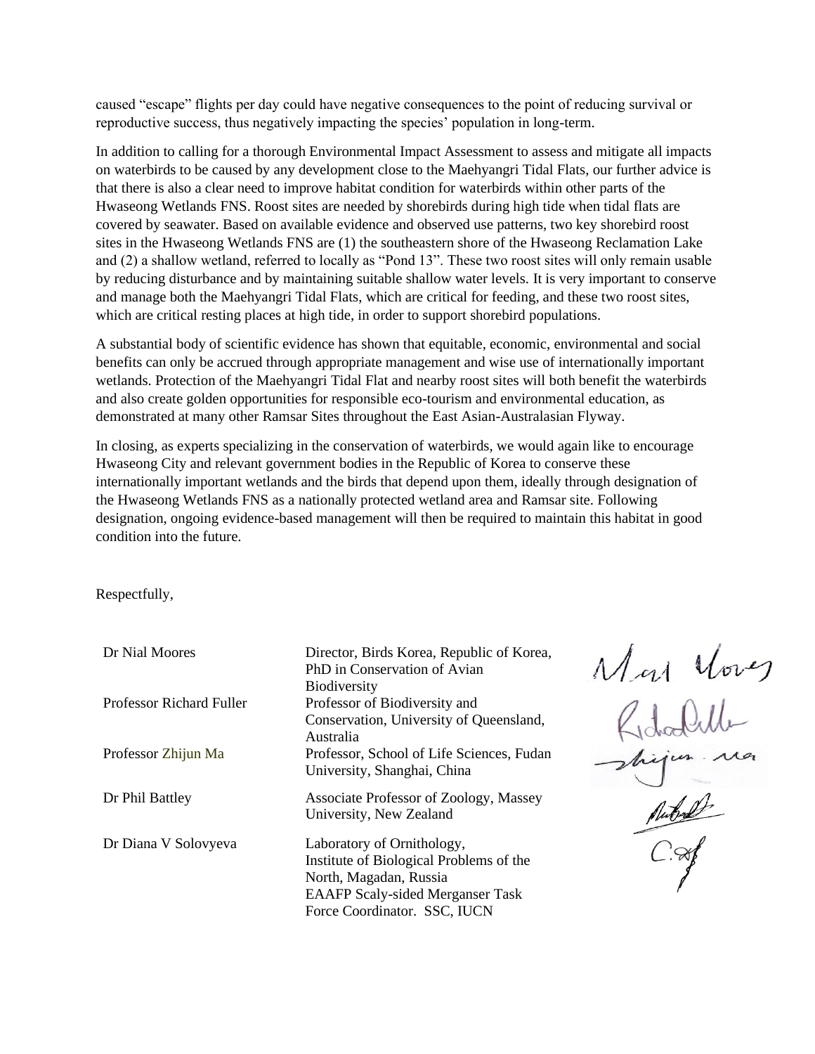caused "escape" flights per day could have negative consequences to the point of reducing survival or reproductive success, thus negatively impacting the species' population in long-term.

In addition to calling for a thorough Environmental Impact Assessment to assess and mitigate all impacts on waterbirds to be caused by any development close to the Maehyangri Tidal Flats, our further advice is that there is also a clear need to improve habitat condition for waterbirds within other parts of the Hwaseong Wetlands FNS. Roost sites are needed by shorebirds during high tide when tidal flats are covered by seawater. Based on available evidence and observed use patterns, two key shorebird roost sites in the Hwaseong Wetlands FNS are (1) the southeastern shore of the Hwaseong Reclamation Lake and (2) a shallow wetland, referred to locally as "Pond 13". These two roost sites will only remain usable by reducing disturbance and by maintaining suitable shallow water levels. It is very important to conserve and manage both the Maehyangri Tidal Flats, which are critical for feeding, and these two roost sites, which are critical resting places at high tide, in order to support shorebird populations.

A substantial body of scientific evidence has shown that equitable, economic, environmental and social benefits can only be accrued through appropriate management and wise use of internationally important wetlands. Protection of the Maehyangri Tidal Flat and nearby roost sites will both benefit the waterbirds and also create golden opportunities for responsible eco-tourism and environmental education, as demonstrated at many other Ramsar Sites throughout the East Asian-Australasian Flyway.

In closing, as experts specializing in the conservation of waterbirds, we would again like to encourage Hwaseong City and relevant government bodies in the Republic of Korea to conserve these internationally important wetlands and the birds that depend upon them, ideally through designation of the Hwaseong Wetlands FNS as a nationally protected wetland area and Ramsar site. Following designation, ongoing evidence-based management will then be required to maintain this habitat in good condition into the future.

Respectfully,

| | |
|---|---|
| Dr Nial Moores | Director, Birds Korea, Republic of Korea, PhD in Conservation of Avian Biodiversity |
| Professor Richard Fuller | Professor of Biodiversity and Conservation, University of Queensland, Australia |
| Professor Zhijun Ma | Professor, School of Life Sciences, Fudan University, Shanghai, China |
| Dr Phil Battley | Associate Professor of Zoology, Massey University, New Zealand |
| Dr Diana V Solovyeva | Laboratory of Ornithology, Institute of Biological Problems of the North, Magadan, Russia<br>EAAFP Scaly-sided Merganser Task Force Coordinator. SSC, IUCN |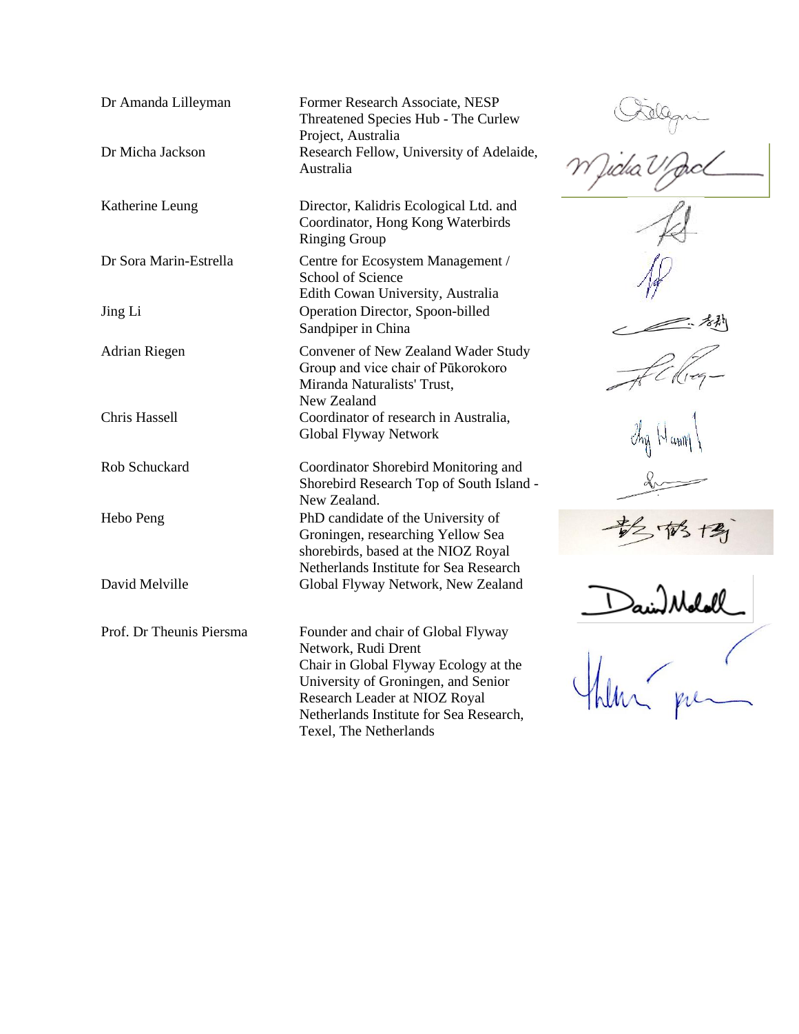| | | |
|---|---|---|
| Dr Amanda Lilleyman | Former Research Associate, NESP Threatened Species Hub - The Curlew Project, Australia | |
| Dr Micha Jackson | Research Fellow, University of Adelaide, Australia | |
| Katherine Leung | Director, Kalidris Ecological Ltd. and Coordinator, Hong Kong Waterbirds Ringing Group | |
| Dr Sora Marin-Estrella | Centre for Ecosystem Management / School of Science Edith Cowan University, Australia | |
| Jing Li | Operation Director, Spoon-billed Sandpiper in China | |
| Adrian Riegen | Convener of New Zealand Wader Study Group and vice chair of Pūkorokoro Miranda Naturalists' Trust, New Zealand | |
| Chris Hassell | Coordinator of research in Australia, Global Flyway Network | |
| Rob Schuckard | Coordinator Shorebird Monitoring and Shorebird Research Top of South Island - New Zealand. | |
| Hebo Peng | PhD candidate of the University of Groningen, researching Yellow Sea shorebirds, based at the NIOZ Royal Netherlands Institute for Sea Research | |
| David Melville | Global Flyway Network, New Zealand | |
| Prof. Dr Theunis Piersma | Founder and chair of Global Flyway Network, Rudi Drent Chair in Global Flyway Ecology at the University of Groningen, and Senior Research Leader at NIOZ Royal Netherlands Institute for Sea Research, Texel, The Netherlands | |